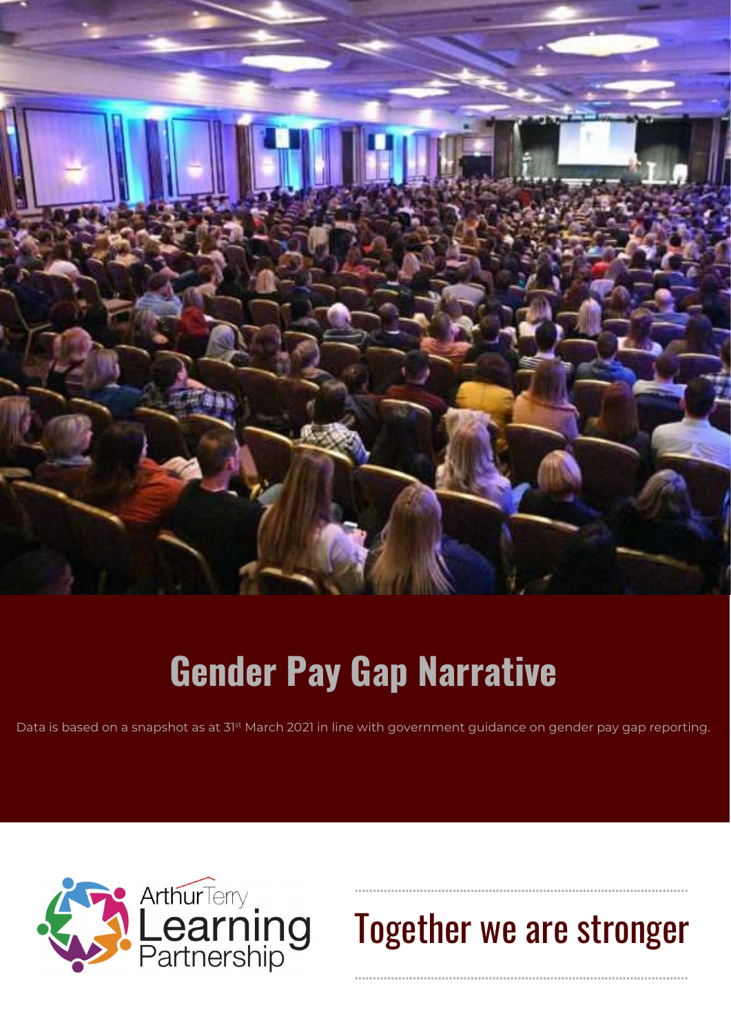# Gender Pay Gap Narrative

Data is based on a snapshot as at 31st March 2021 in line with government guidance on gender pay gap reporting.

Arthur Terry Learning Partnership

Together we are stronger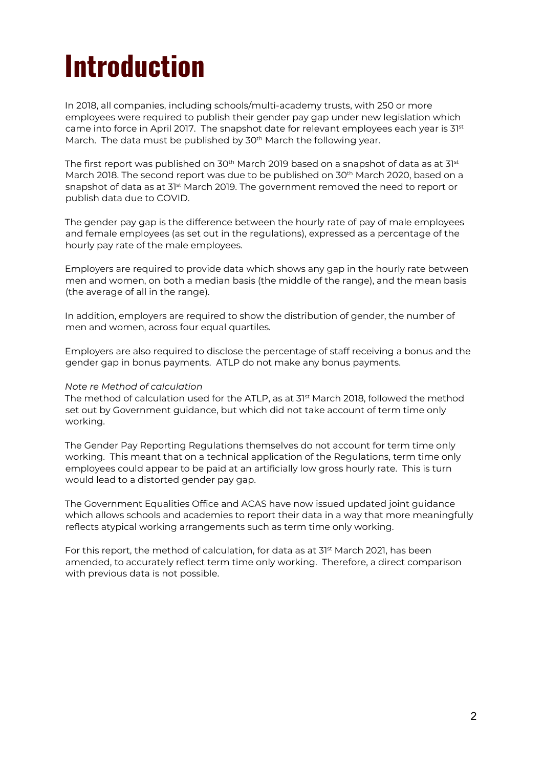# Introduction

In 2018, all companies, including schools/multi-academy trusts, with 250 or more employees were required to publish their gender pay gap under new legislation which came into force in April 2017. The snapshot date for relevant employees each year is 31st March. The data must be published by 30th March the following year.

The first report was published on 30th March 2019 based on a snapshot of data as at 31st March 2018. The second report was due to be published on 30th March 2020, based on a snapshot of data as at 31st March 2019. The government removed the need to report or publish data due to COVID.

The gender pay gap is the difference between the hourly rate of pay of male employees and female employees (as set out in the regulations), expressed as a percentage of the hourly pay rate of the male employees.

Employers are required to provide data which shows any gap in the hourly rate between men and women, on both a median basis (the middle of the range), and the mean basis (the average of all in the range).

In addition, employers are required to show the distribution of gender, the number of men and women, across four equal quartiles.

Employers are also required to disclose the percentage of staff receiving a bonus and the gender gap in bonus payments. ATLP do not make any bonus payments.

*Note re Method of calculation*
The method of calculation used for the ATLP, as at 31st March 2018, followed the method set out by Government guidance, but which did not take account of term time only working.

The Gender Pay Reporting Regulations themselves do not account for term time only working. This meant that on a technical application of the Regulations, term time only employees could appear to be paid at an artificially low gross hourly rate. This is turn would lead to a distorted gender pay gap.

The Government Equalities Office and ACAS have now issued updated joint guidance which allows schools and academies to report their data in a way that more meaningfully reflects atypical working arrangements such as term time only working.

For this report, the method of calculation, for data as at 31st March 2021, has been amended, to accurately reflect term time only working. Therefore, a direct comparison with previous data is not possible.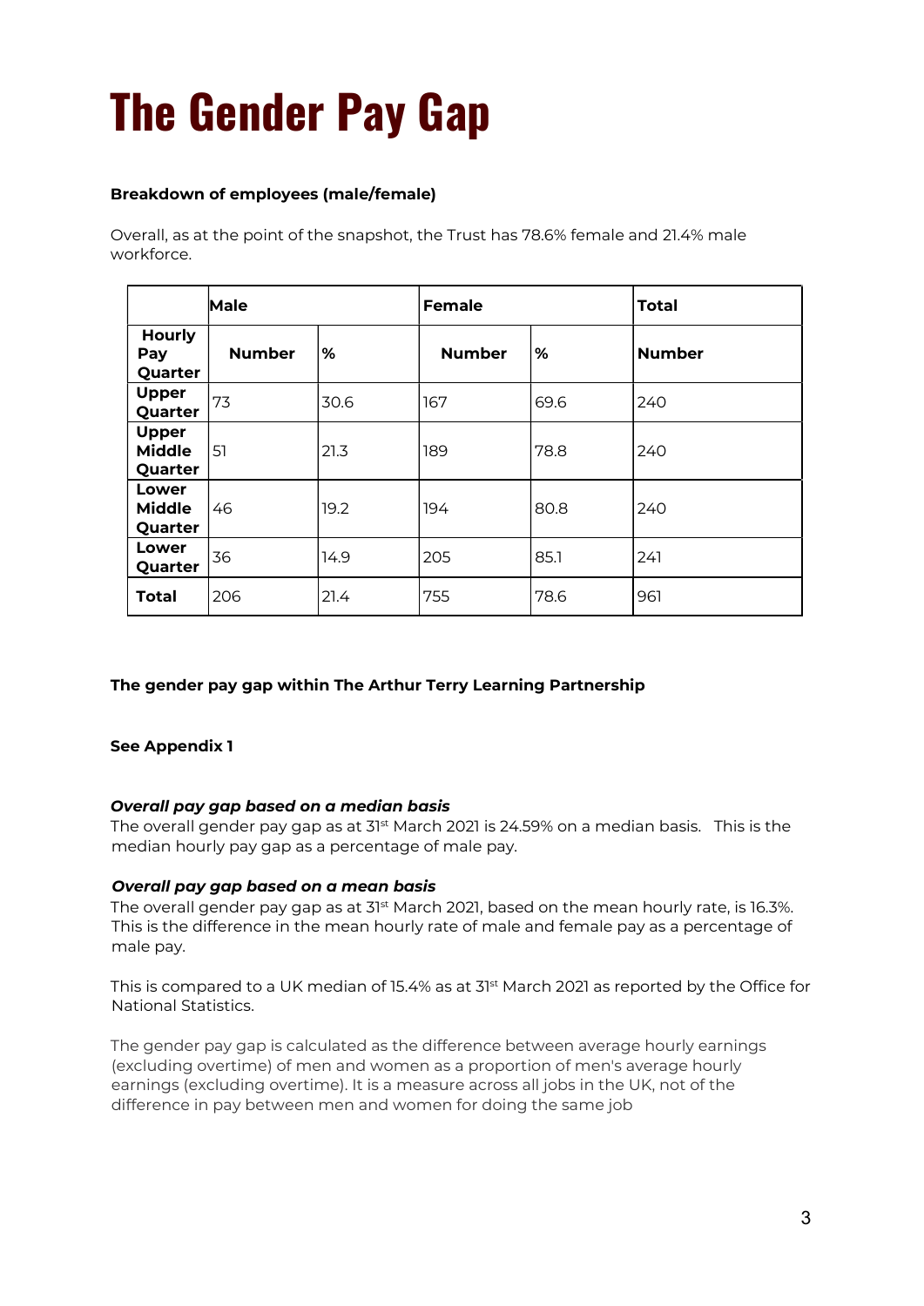# The Gender Pay Gap

**Breakdown of employees (male/female)**

Overall, as at the point of the snapshot, the Trust has 78.6% female and 21.4% male workforce.

| | Male | | Female | | Total |
|---|---|---|---|---|---|
| **Hourly Pay Quarter** | **Number** | **%** | **Number** | **%** | **Number** |
| **Upper Quarter** | 73 | 30.6 | 167 | 69.6 | 240 |
| **Upper Middle Quarter** | 51 | 21.3 | 189 | 78.8 | 240 |
| **Lower Middle Quarter** | 46 | 19.2 | 194 | 80.8 | 240 |
| **Lower Quarter** | 36 | 14.9 | 205 | 85.1 | 241 |
| **Total** | 206 | 21.4 | 755 | 78.6 | 961 |

**The gender pay gap within The Arthur Terry Learning Partnership**

**See Appendix 1**

***Overall pay gap based on a median basis***
The overall gender pay gap as at 31st March 2021 is 24.59% on a median basis. This is the median hourly pay gap as a percentage of male pay.

***Overall pay gap based on a mean basis***
The overall gender pay gap as at 31st March 2021, based on the mean hourly rate, is 16.3%. This is the difference in the mean hourly rate of male and female pay as a percentage of male pay.

This is compared to a UK median of 15.4% as at 31st March 2021 as reported by the Office for National Statistics.

The gender pay gap is calculated as the difference between average hourly earnings (excluding overtime) of men and women as a proportion of men's average hourly earnings (excluding overtime). It is a measure across all jobs in the UK, not of the difference in pay between men and women for doing the same job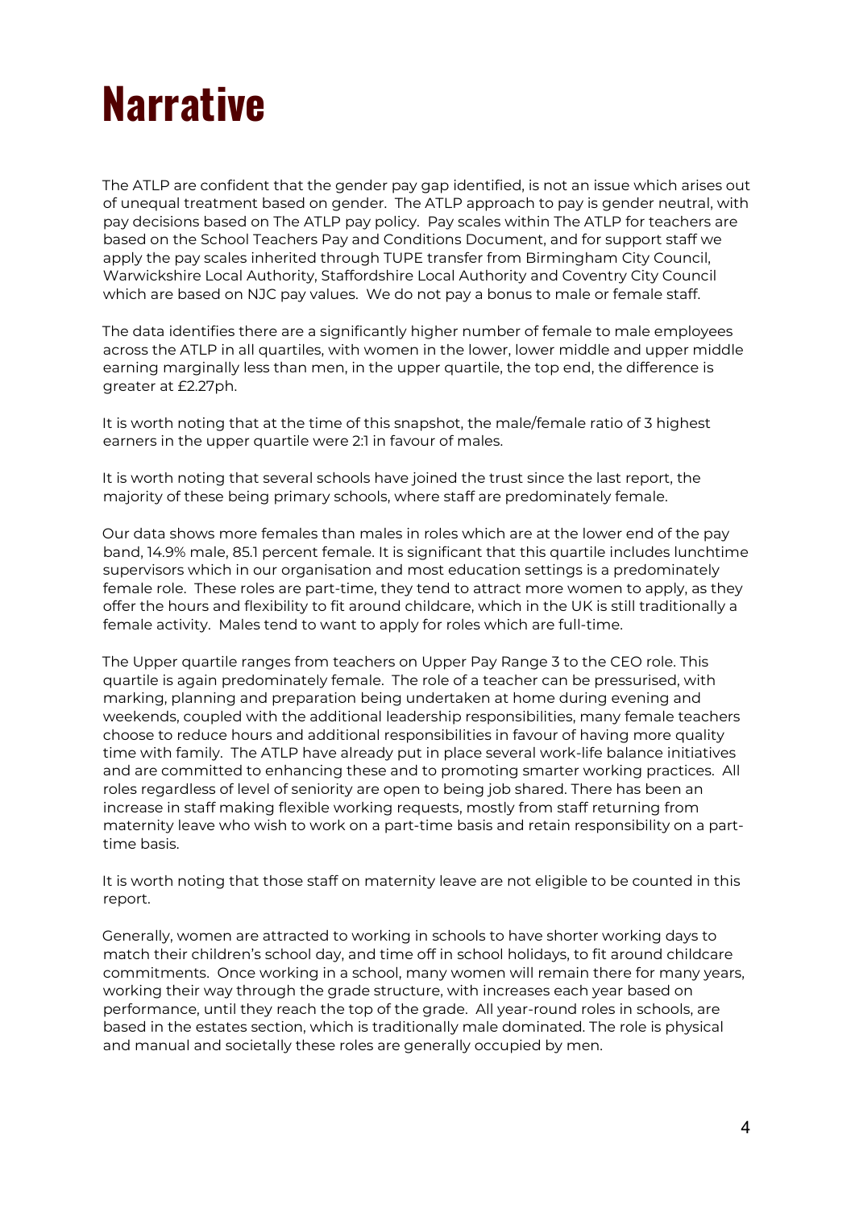# Narrative

The ATLP are confident that the gender pay gap identified, is not an issue which arises out of unequal treatment based on gender. The ATLP approach to pay is gender neutral, with pay decisions based on The ATLP pay policy. Pay scales within The ATLP for teachers are based on the School Teachers Pay and Conditions Document, and for support staff we apply the pay scales inherited through TUPE transfer from Birmingham City Council, Warwickshire Local Authority, Staffordshire Local Authority and Coventry City Council which are based on NJC pay values. We do not pay a bonus to male or female staff.

The data identifies there are a significantly higher number of female to male employees across the ATLP in all quartiles, with women in the lower, lower middle and upper middle earning marginally less than men, in the upper quartile, the top end, the difference is greater at £2.27ph.

It is worth noting that at the time of this snapshot, the male/female ratio of 3 highest earners in the upper quartile were 2:1 in favour of males.

It is worth noting that several schools have joined the trust since the last report, the majority of these being primary schools, where staff are predominately female.

Our data shows more females than males in roles which are at the lower end of the pay band, 14.9% male, 85.1 percent female. It is significant that this quartile includes lunchtime supervisors which in our organisation and most education settings is a predominately female role. These roles are part-time, they tend to attract more women to apply, as they offer the hours and flexibility to fit around childcare, which in the UK is still traditionally a female activity. Males tend to want to apply for roles which are full-time.

The Upper quartile ranges from teachers on Upper Pay Range 3 to the CEO role. This quartile is again predominately female. The role of a teacher can be pressurised, with marking, planning and preparation being undertaken at home during evening and weekends, coupled with the additional leadership responsibilities, many female teachers choose to reduce hours and additional responsibilities in favour of having more quality time with family. The ATLP have already put in place several work-life balance initiatives and are committed to enhancing these and to promoting smarter working practices. All roles regardless of level of seniority are open to being job shared. There has been an increase in staff making flexible working requests, mostly from staff returning from maternity leave who wish to work on a part-time basis and retain responsibility on a part-time basis.

It is worth noting that those staff on maternity leave are not eligible to be counted in this report.

Generally, women are attracted to working in schools to have shorter working days to match their children's school day, and time off in school holidays, to fit around childcare commitments. Once working in a school, many women will remain there for many years, working their way through the grade structure, with increases each year based on performance, until they reach the top of the grade. All year-round roles in schools, are based in the estates section, which is traditionally male dominated. The role is physical and manual and societally these roles are generally occupied by men.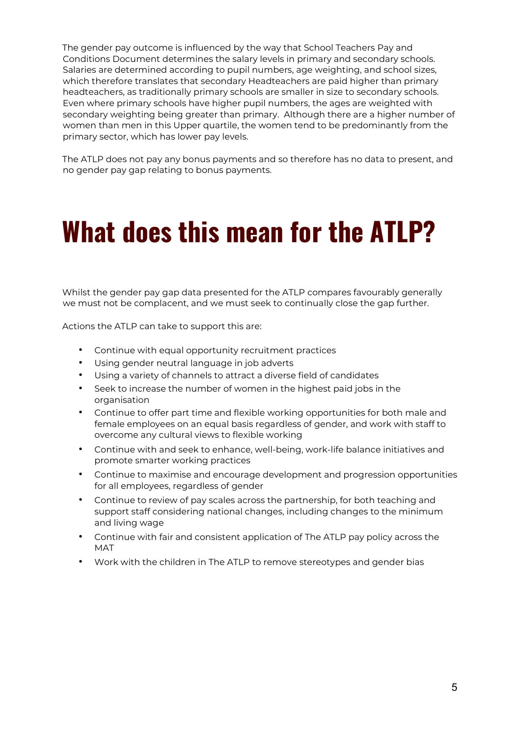The gender pay outcome is influenced by the way that School Teachers Pay and Conditions Document determines the salary levels in primary and secondary schools. Salaries are determined according to pupil numbers, age weighting, and school sizes, which therefore translates that secondary Headteachers are paid higher than primary headteachers, as traditionally primary schools are smaller in size to secondary schools. Even where primary schools have higher pupil numbers, the ages are weighted with secondary weighting being greater than primary. Although there are a higher number of women than men in this Upper quartile, the women tend to be predominantly from the primary sector, which has lower pay levels.

The ATLP does not pay any bonus payments and so therefore has no data to present, and no gender pay gap relating to bonus payments.

# What does this mean for the ATLP?

Whilst the gender pay gap data presented for the ATLP compares favourably generally we must not be complacent, and we must seek to continually close the gap further.

Actions the ATLP can take to support this are:

- Continue with equal opportunity recruitment practices
- Using gender neutral language in job adverts
- Using a variety of channels to attract a diverse field of candidates
- Seek to increase the number of women in the highest paid jobs in the organisation
- Continue to offer part time and flexible working opportunities for both male and female employees on an equal basis regardless of gender, and work with staff to overcome any cultural views to flexible working
- Continue with and seek to enhance, well-being, work-life balance initiatives and promote smarter working practices
- Continue to maximise and encourage development and progression opportunities for all employees, regardless of gender
- Continue to review of pay scales across the partnership, for both teaching and support staff considering national changes, including changes to the minimum and living wage
- Continue with fair and consistent application of The ATLP pay policy across the MAT
- Work with the children in The ATLP to remove stereotypes and gender bias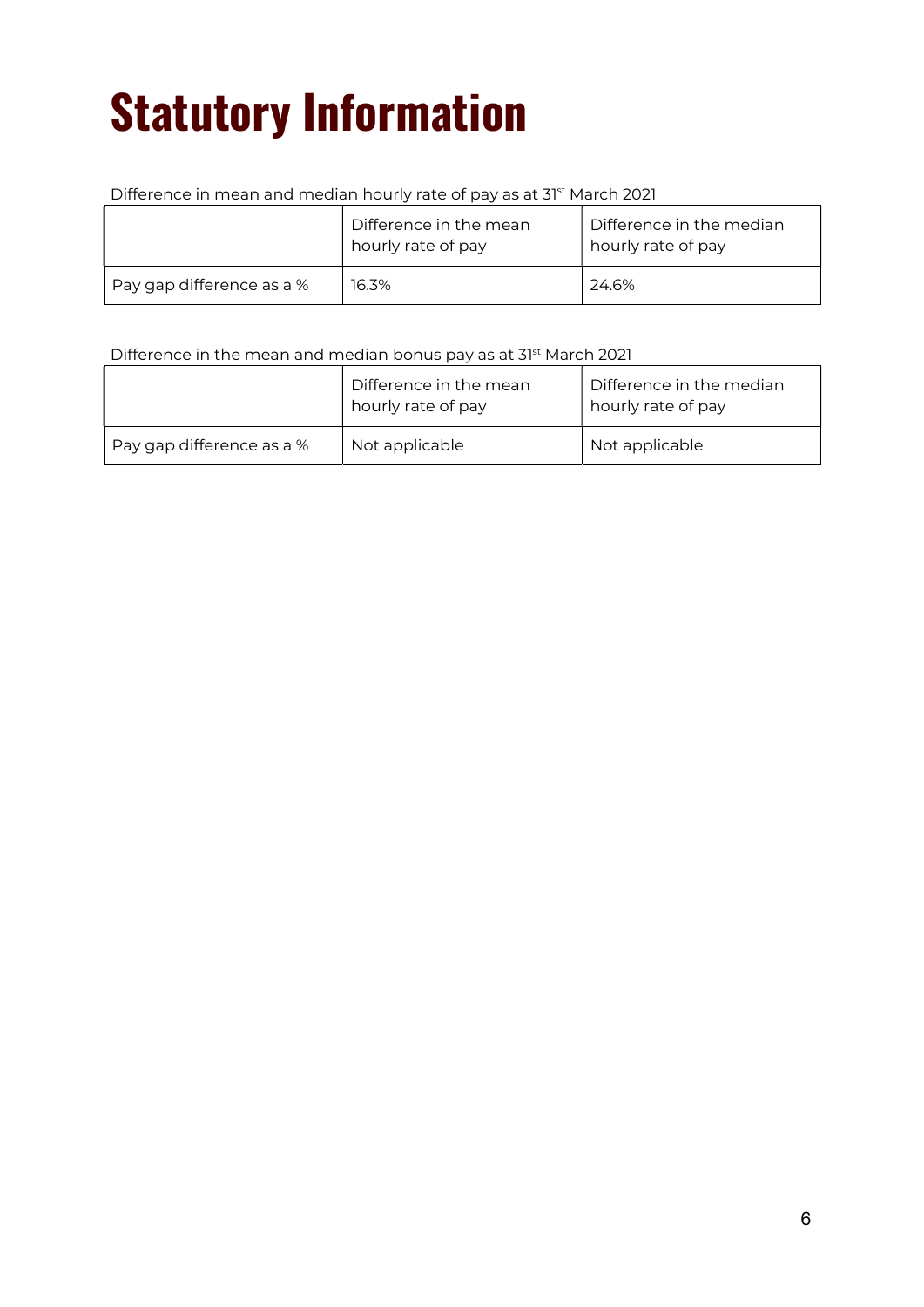# Statutory Information

Difference in mean and median hourly rate of pay as at 31st March 2021

| | Difference in the mean hourly rate of pay | Difference in the median hourly rate of pay |
|---|---|---|
| Pay gap difference as a % | 16.3% | 24.6% |

Difference in the mean and median bonus pay as at 31st March 2021

| | Difference in the mean hourly rate of pay | Difference in the median hourly rate of pay |
|---|---|---|
| Pay gap difference as a % | Not applicable | Not applicable |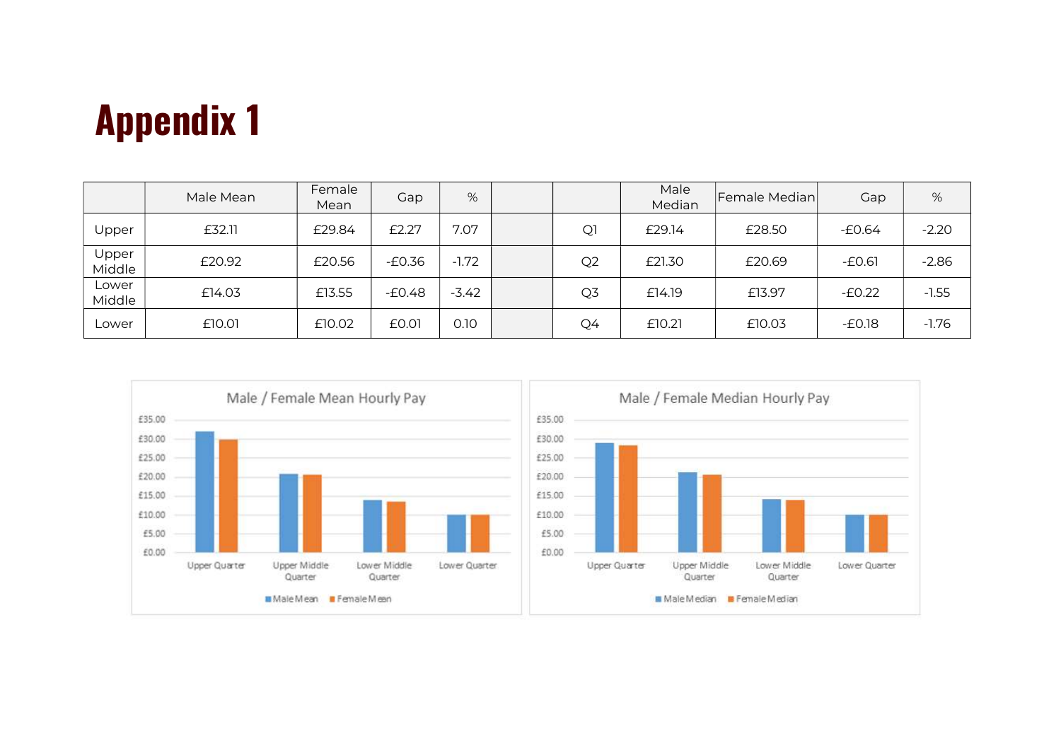# Appendix 1

| | Male Mean | Female Mean | Gap | % | | | Male Median | Female Median | Gap | % |
|---|---|---|---|---|---|---|---|---|---|---|
| Upper | £32.11 | £29.84 | £2.27 | 7.07 | | Q1 | £29.14 | £28.50 | -£0.64 | -2.20 |
| Upper Middle | £20.92 | £20.56 | -£0.36 | -1.72 | | Q2 | £21.30 | £20.69 | -£0.61 | -2.86 |
| Lower Middle | £14.03 | £13.55 | -£0.48 | -3.42 | | Q3 | £14.19 | £13.97 | -£0.22 | -1.55 |
| Lower | £10.01 | £10.02 | £0.01 | 0.10 | | Q4 | £10.21 | £10.03 | -£0.18 | -1.76 |

Male / Female Mean Hourly Pay

£35.00
£30.00
£25.00
£20.00
£15.00
£10.00
£5.00
£0.00

Upper Quarter
Upper Middle Quarter
Lower Middle Quarter
Lower Quarter

Male Mean
Female Mean

Male / Female Median Hourly Pay

£35.00
£30.00
£25.00
£20.00
£15.00
£10.00
£5.00
£0.00

Upper Quarter
Upper Middle Quarter
Lower Middle Quarter
Lower Quarter

Male Median
Female Median